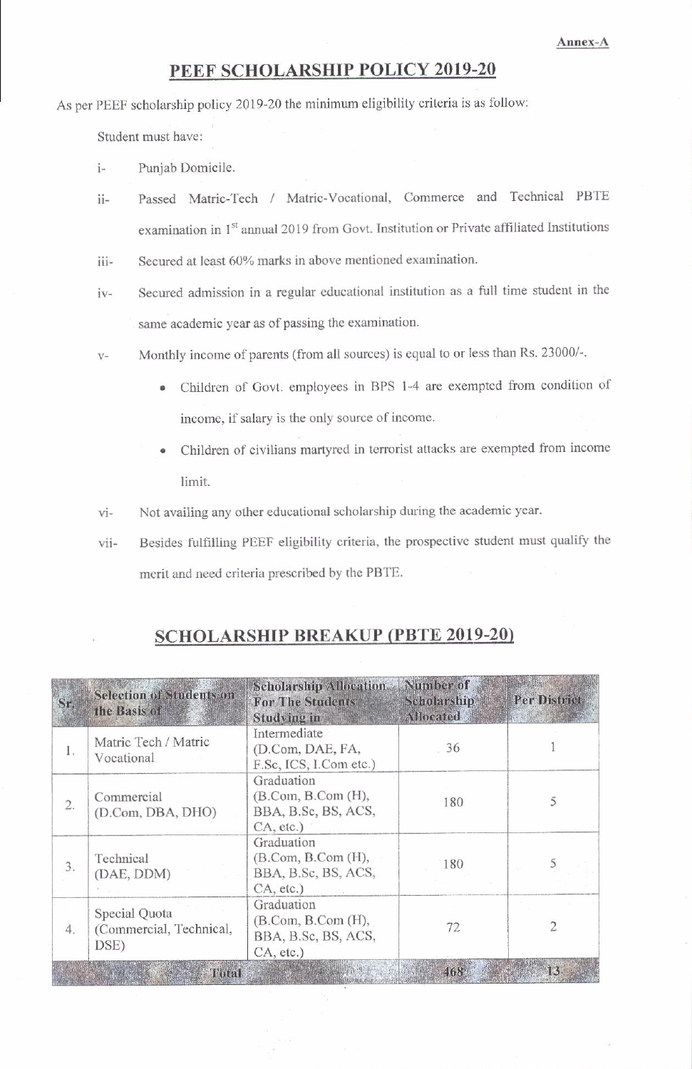**Annex-A**

# PEEF SCHOLARSHIP POLICY 2019-20

As per PEEF scholarship policy 2019-20 the minimum eligibility criteria is as follow:

Student must have:

i- Punjab Domicile.

ii- Passed Matric-Tech / Matric-Vocational, Commerce and Technical PBTE examination in 1st annual 2019 from Govt. Institution or Private affiliated Institutions

iii- Secured at least 60% marks in above mentioned examination.

iv- Secured admission in a regular educational institution as a full time student in the same academic year as of passing the examination.

v- Monthly income of parents (from all sources) is equal to or less than Rs. 23000/-.

- Children of Govt. employees in BPS 1-4 are exempted from condition of income, if salary is the only source of income.
- Children of civilians martyred in terrorist attacks are exempted from income limit.

vi- Not availing any other educational scholarship during the academic year.

vii- Besides fulfilling PEEF eligibility criteria, the prospective student must qualify the merit and need criteria prescribed by the PBTE.

## SCHOLARSHIP BREAKUP (PBTE 2019-20)

| Sr. | Selection of Students on the Basis of | Scholarship Allocation For The Students Studying in | Number of Scholarship Allocated | Per District |
|---|---|---|---|---|
| 1. | Matric Tech / Matric Vocational | Intermediate (D.Com, DAE, FA, F.Sc, ICS, I.Com etc.) | 36 | 1 |
| 2. | Commercial (D.Com, DBA, DHO) | Graduation (B.Com, B.Com (H), BBA, B.Sc, BS, ACS, CA, etc.) | 180 | 5 |
| 3. | Technical (DAE, DDM) | Graduation (B.Com, B.Com (H), BBA, B.Sc, BS, ACS, CA, etc.) | 180 | 5 |
| 4. | Special Quota (Commercial, Technical, DSE) | Graduation (B.Com, B.Com (H), BBA, B.Sc, BS, ACS, CA, etc.) | 72 | 2 |
| | Total | | 468 | 13 |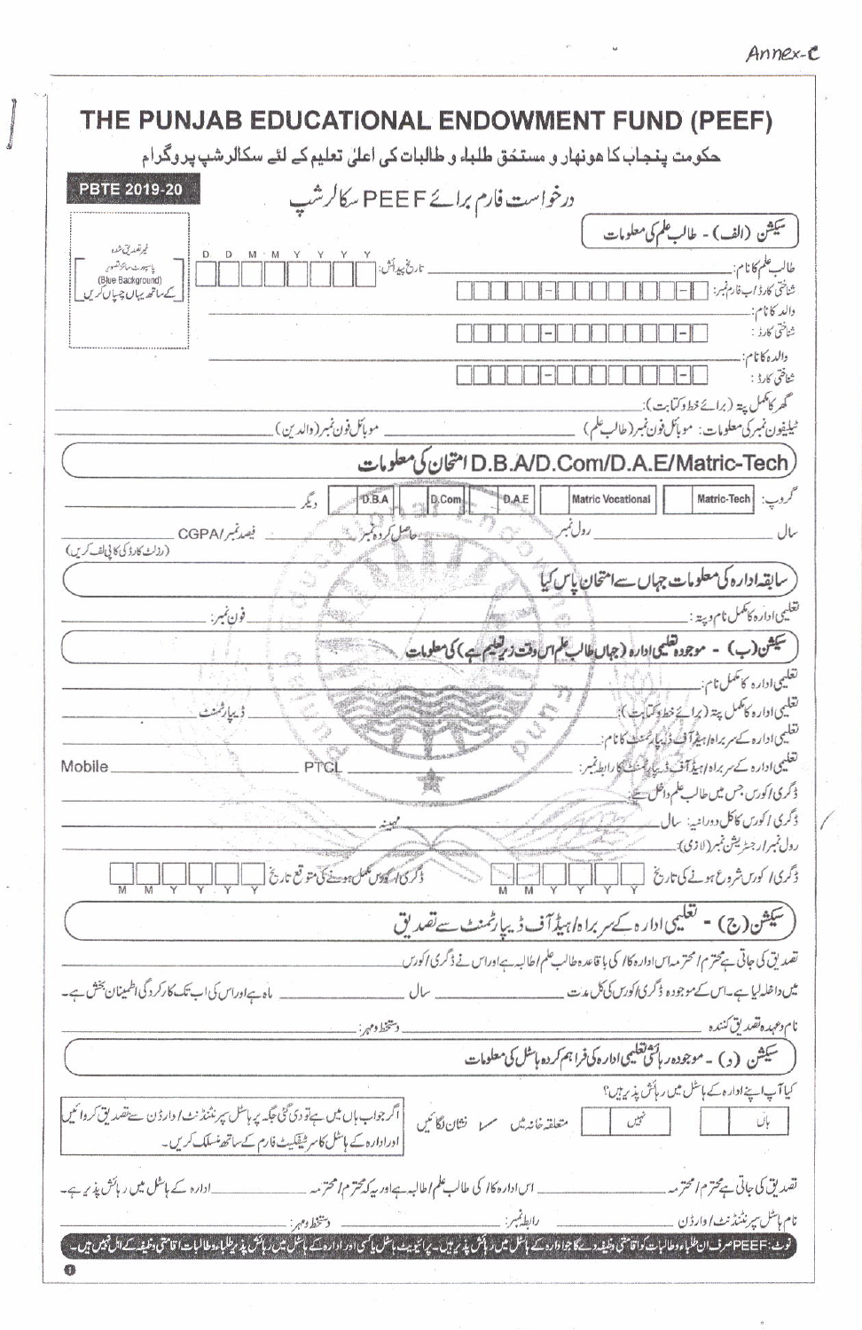Annex-C

# THE PUNJAB EDUCATIONAL ENDOWMENT FUND (PEEF)

## حکومت پنجاب کا ہونہار و مستحق طلباء و طالبات کی اعلیٰ تعلیم کے لئے سکالرشپ پروگرام

**PBTE 2019-20**

## درخواست فارم برائے PEEF سکالرشپ

غیر تصدیق شدہ پاسپورٹ سائز تصویر (Blue Background) کے ساتھ یہاں چسپاں کریں

### سیکشن (الف) - طالب علم کی معلومات

طالب علم کا نام: ______ تاریخ پیدائش: D D M M Y Y Y Y

شناختی کارڈ/ب فارم نمبر: ☐☐☐☐☐-☐☐☐☐☐☐☐-☐

والد کا نام: ______

شناختی کارڈ: ☐☐☐☐☐-☐☐☐☐☐☐☐-☐

والدہ کا نام: ______

شناختی کارڈ: ☐☐☐☐☐-☐☐☐☐☐☐☐-☐

گھر کا مکمل پتہ (برائے خط و کتابت): ______

ٹیلیفون نمبر کی معلومات: موبائل فون نمبر (طالب علم) ______ موبائل فون نمبر (والدین) ______

### D.B.A/D.Com/D.A.E/Matric-Tech امتحان کی معلومات

گروپ: ☐ Matric-Tech ☐ Matric Vocational ☐ D.A.E ☐ D.Com ☐ D.B.A دیگر ______

سال ______ رول نمبر ______ حاصل کردہ نمبر ______ فیصد نمبر/CGPA ______ (رزلٹ کارڈ کی کاپی لف کریں)

### سابقہ ادارہ کی معلومات جہاں سے امتحان پاس کیا

تعلیمی ادارہ کا مکمل نام و پتہ: ______ فون نمبر: ______

### سیکشن (ب) - موجودہ تعلیمی ادارہ (جہاں طالب علم اس وقت زیر تعلیم ہے) کی معلومات

تعلیمی ادارہ کا مکمل نام: ______

تعلیمی ادارہ کا مکمل پتہ (برائے خط و کتابت): ______ ڈیپارٹمنٹ ______

تعلیمی ادارہ کے سربراہ/ہیڈ آف ڈیپارٹمنٹ کا نام: ______

تعلیمی ادارہ کے سربراہ/ہیڈ آف ڈیپارٹمنٹ کا رابطہ نمبر: ______ PTCL ______ Mobile ______

ڈگری/کورس جس میں طالب علم داخل ہے: ______

ڈگری/کورس کا کل دورانیہ: سال ______ مہینہ ______

رول نمبر/رجسٹریشن نمبر (لازمی): ______

ڈگری/کورس شروع ہونے کی تاریخ M M Y Y Y Y ڈگری/کورس مکمل ہونے کی متوقع تاریخ M M Y Y Y Y

### سیکشن (ج) - تعلیمی ادارہ کے سربراہ/ہیڈ آف ڈیپارٹمنٹ سے تصدیق

تصدیق کی جاتی ہے محترم/محترمہ ______ اس ادارہ کا/کی باقاعدہ طالب علم/طالبہ ہے اور اس نے ڈگری/کورس ______ میں داخلہ لیا ہے۔ اس کے موجودہ ڈگری/کورس کی کل مدت ______ سال ______ ماہ ہے اور اس کی اب تک کارکردگی اطمینان بخش ہے۔

نام و عہدہ تصدیق کنندہ ______ دستخط و مہر: ______

### سیکشن (د) - موجودہ رہائشی تعلیمی ادارہ کی فراہم کردہ ہاسٹل کی معلومات

کیا آپ اپنے ادارہ کے ہاسٹل میں رہائش پذیر ہیں؟

☐ ہاں ☐ نہیں متعلقہ خانہ میں ✓ نشان لگائیں

اگر جواب ہاں میں ہے تو دی گئی جگہ پر ہاسٹل سپرنٹنڈنٹ/وارڈن سے تصدیق کروائیں اور ادارہ کے ہاسٹل کا سرٹیفکیٹ فارم کے ساتھ منسلک کریں۔

تصدیق کی جاتی ہے محترم/محترمہ ______ اس ادارہ کا/کی طالب علم/طالبہ ہے اور یہ کہ محترم/محترمہ ______ ادارہ کے ہاسٹل میں رہائش پذیر ہے۔

نام ہاسٹل سپرنٹنڈنٹ/وارڈن ______ رابطہ نمبر: ______ دستخط و مہر: ______

نوٹ: PEEF صرف ان طلباء و طالبات کو اقامتی وظیفہ دے گا جو ادارہ کے ہاسٹل میں رہائش پذیر ہیں۔ پرائیویٹ ہاسٹل یا کسی اور ادارہ کے ہاسٹل میں رہائش پذیر طلباء و طالبات اقامتی وظیفہ کے اہل نہیں ہیں۔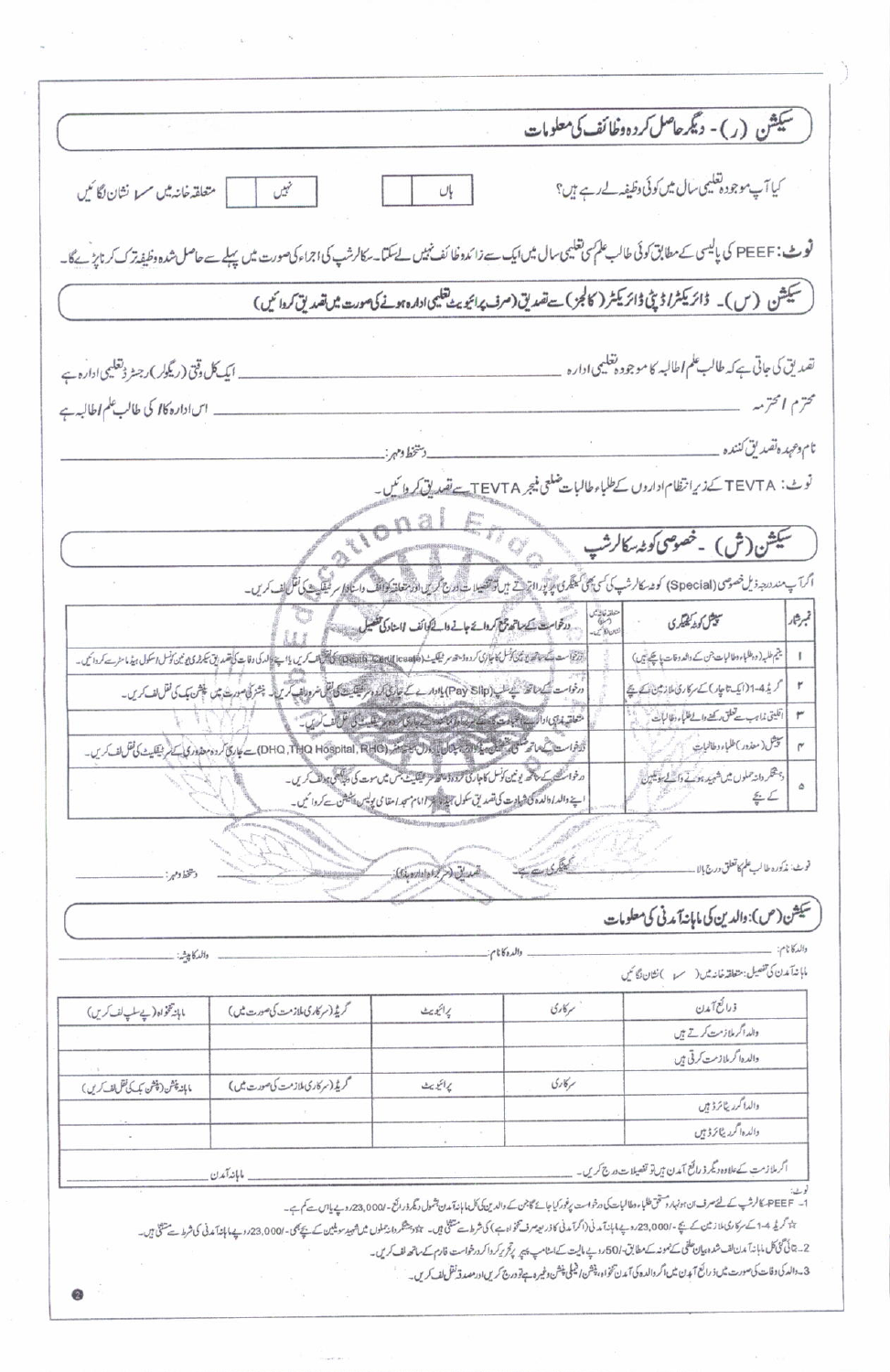## سیکشن (ر)۔ دیگر حاصل کردہ وظائف کی معلومات

کیا آپ موجودہ تعلیمی سال میں کوئی وظیفہ لے رہے ہیں؟ ہاں ☐ نہیں ☐ متعلقہ خانہ میں ✓ نشان لگائیں

**نوٹ:** PEEF کی پالیسی کے مطابق کوئی طالب علم کسی تعلیمی سال میں ایک سے زائد وظائف نہیں لے سکتا۔ سکالرشپ کی اجراء کی صورت میں پہلے سے حاصل شدہ وظیفہ ترک کرنا پڑے گا۔

## سیکشن (س)۔ ڈائریکٹر/ڈپٹی ڈائریکٹر (کالجز) سے تصدیق (صرف پرائیویٹ تعلیمی ادارہ ہونے کی صورت میں تصدیق کروائیں)

تصدیق کی جاتی ہے کہ طالب علم/طالبہ کا موجودہ تعلیمی ادارہ ______________ ایک کل وقتی (ریگولر) رجسٹرڈ تعلیمی ادارہ ہے

محترم/محترمہ ______________ اس ادارہ کا/کی طالب علم/طالبہ ہے

نام وعہدہ تصدیق کنندہ ______________ دستخط ومہر: ______________

نوٹ: TEVTA کے زیرانتظام اداروں کے طلباء طالبات ضلعی منیجر TEVTA سے تصدیق کروائیں۔

## سیکشن (ش)۔ خصوصی کوٹہ سکالرشپ

اگر آپ مندرجہ ذیل خصوصی (Special) کوٹہ سکالرشپ کی کسی بھی کیٹگری پر پورا اترتے ہیں تو تفصیلات درج کریں اور متعلقہ کوائف واسناد/سرٹیفکیٹ کی نقل لف کریں۔

| نمبر شمار | سپیشل کوٹہ کیٹگری | متعلقہ خانہ میں (✓) نشان لگائیں | درخواست کے ساتھ جمع کروائے جانے والے کوائف/اسناد کی تفصیل |
|---|---|---|---|
| 1 | یتیم طلبہ (وہ طلباء وطالبات جن کے والد وفات پاچکے ہیں) | | درخواست کے ساتھ یونین کونسل کا جاری کردہ ڈیتھ سرٹیفکیٹ (Death Certificate) کی نقل لف کریں یا اپنے والد کی وفات کی تصدیق سیکرٹری یونین کونسل اسکول ہیڈ ماسٹر سے کروائیں۔ |
| 2 | گریڈ 4-1 (ایک تا چار) کے سرکاری ملازمین کے بچے | | درخواست کے ساتھ پے سلپ (Pay Slip) ادارے کے جاری کردہ سرٹیفکیٹ کی نقل ضرور لف کریں۔ پنشنر کی صورت میں پنشن بک کی نقل لف کریں۔ |
| 3 | اقلیتی مذاہب سے تعلق رکھنے والے طلباء وطالبات | | متعلقہ مذہبی ادارے سے جاری کردہ سرٹیفکیٹ کی نقل لف کریں۔ |
| 4 | سپیشل (معذور) طلباء وطالبات | | درخواست کے ساتھ متعلقہ ضلعی میڈیکل بورڈ/سرکاری ہسپتال (DHQ, THQ Hospital, RHC) سے جاری کردہ معذوری کے سرٹیفکیٹ کی نقل لف کریں۔ |
| 5 | دہشتگردانہ حملوں میں شہید ہونے والے سویلین کے بچے | | درخواست کے ساتھ یونین کونسل کا جاری کردہ ڈیتھ سرٹیفکیٹ جس میں موت کی وجہ بھی درج ہو لف کریں۔ اپنے والد/والدہ کی شہادت کی تصدیق سکول ہیڈ/امام مسجد/مقامی پولیس اسٹیشن سے کروائیں۔ |

نوٹ: مذکورہ طالب علم کا تعلق درج بالا ______________ کیٹگری سے ہے۔ تصدیق (سربراہ ادارہ) ______________ دستخط ومہر: ______________

## سیکشن (ص): والدین کی ماہانہ آمدنی کی معلومات

والد کا نام: ______________ والدہ کا نام: ______________ والد کا پیشہ: ______________

ماہانہ آمدن کی تفصیل: متعلقہ خانہ میں (✓) نشان لگائیں

| ذرائع آمدن | سرکاری | پرائیویٹ | گریڈ (سرکاری ملازمت کی صورت میں) | ماہانہ تنخواہ (پے سلپ لف کریں) |
|---|---|---|---|---|
| والد اگر ملازمت کرتے ہیں | | | | |
| والدہ اگر ملازمت کرتی ہیں | | | | |
| | **سرکاری** | **پرائیویٹ** | **گریڈ (سرکاری ملازمت کی صورت میں)** | **ماہانہ پنشن (پنشن بک کی نقل لف کریں)** |
| والد اگر ریٹائرڈ ہیں | | | | |
| والدہ اگر ریٹائرڈ ہیں | | | | |

اگر ملازمت کے علاوہ دیگر ذرائع آمدن ہیں تو تفصیلات درج کریں۔ ______________ ماہانہ آمدن ______________

نوٹ:

1- PEEF سکالرشپ کے لیے صرف ان ہونہار مستحق طلباء وطالبات کی درخواست پر غور کیا جائے گا جن کے والدین کی کل ماہانہ آمدن بشمول دیگر ذرائع -/23,000 روپے یا اس سے کم ہے۔

☆ گریڈ 4-1 کے سرکاری ملازمین کے بچے -/23,000 روپے ماہانہ آمدنی (اگر آمدنی کا ذریعہ صرف تنخواہ ہے) کی شرط سے مستثنیٰ ہیں۔ ☆ دہشتگردانہ حملوں میں شہید سویلین کے بچے بھی -/23,000 روپے ماہانہ آمدنی کی شرط سے مستثنیٰ ہیں۔

2- بتائی گئی کل ماہانہ آمدن ظاہر شدہ بیان حلفی کے نمونہ کے مطابق -/50 روپے مالیت کے اسٹامپ پیپر پر تحریر کروا کر درخواست فارم کے ساتھ لف کریں۔

3- والد کی وفات کی صورت میں ذرائع آمدن میں اگر والدہ کی آمدن تنخواہ، پنشن/فیملی پنشن وغیرہ ہے تو درج کریں اور مصدقہ نقل لف کریں۔